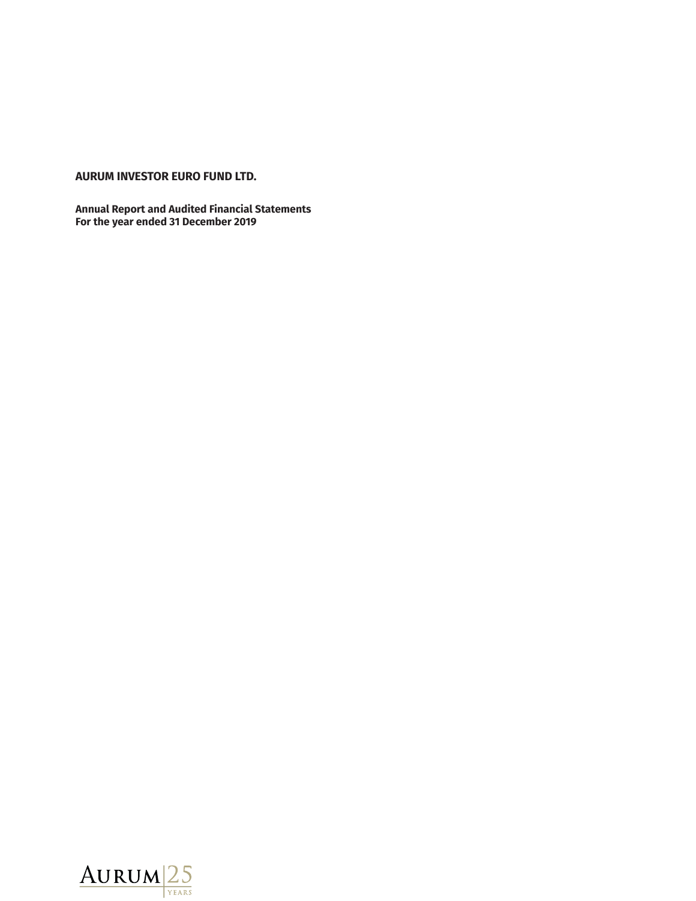**AURUM INVESTOR EURO FUND LTD.**

**Annual Report and Audited Financial Statements**
**For the year ended 31 December 2019**

AURUM 25 YEARS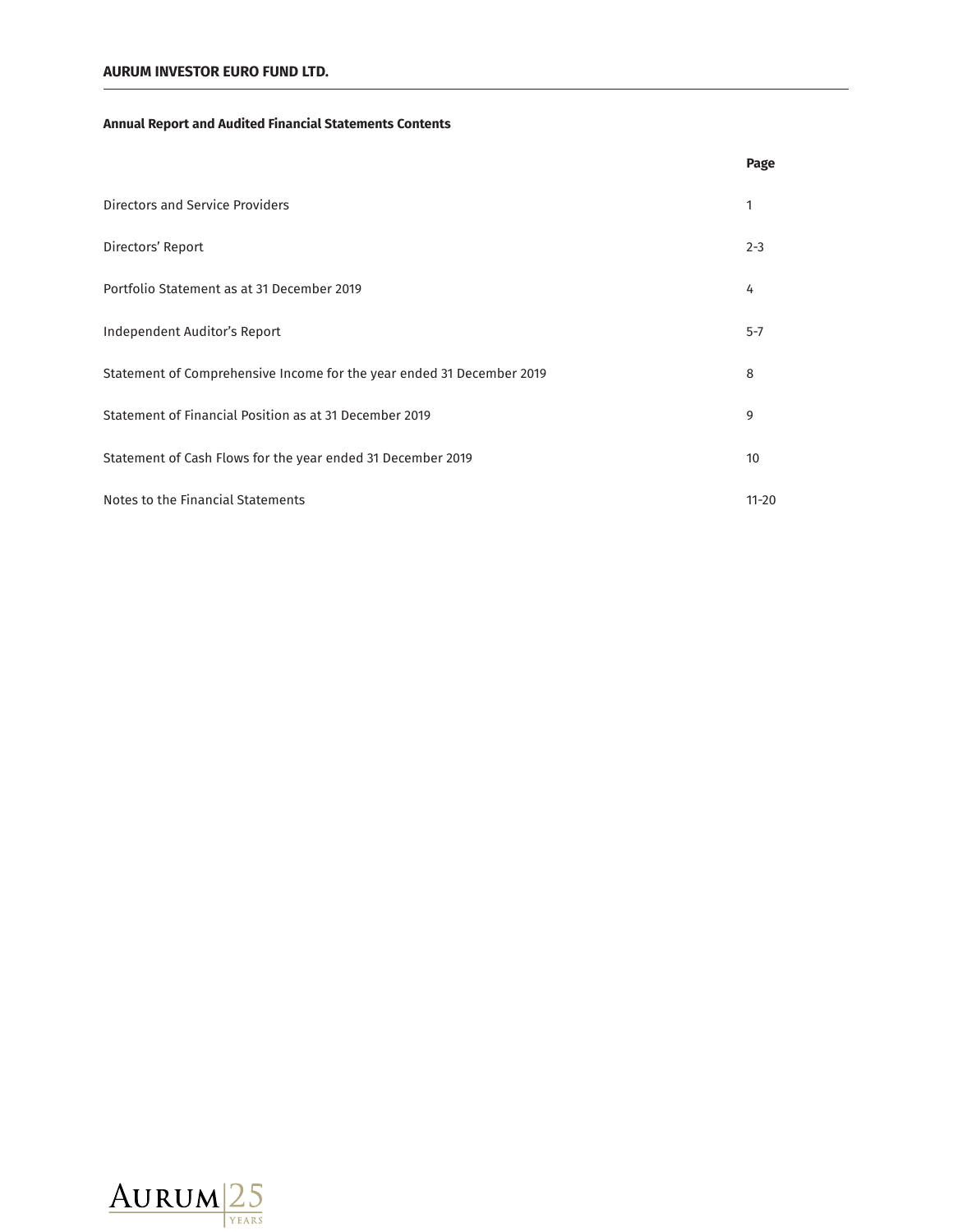**Annual Report and Audited Financial Statements Contents**

| | Page |
|---|---|
| Directors and Service Providers | 1 |
| Directors' Report | 2-3 |
| Portfolio Statement as at 31 December 2019 | 4 |
| Independent Auditor's Report | 5-7 |
| Statement of Comprehensive Income for the year ended 31 December 2019 | 8 |
| Statement of Financial Position as at 31 December 2019 | 9 |
| Statement of Cash Flows for the year ended 31 December 2019 | 10 |
| Notes to the Financial Statements | 11-20 |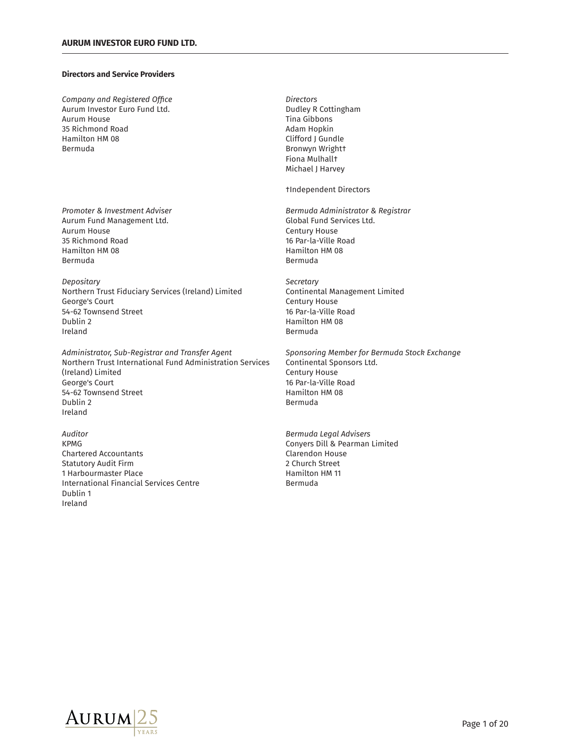## Directors and Service Providers

*Company and Registered Office*
Aurum Investor Euro Fund Ltd.
Aurum House
35 Richmond Road
Hamilton HM 08
Bermuda

*Directors*
Dudley R Cottingham
Tina Gibbons
Adam Hopkin
Clifford J Gundle
Bronwyn Wright†
Fiona Mulhall†
Michael J Harvey

†Independent Directors

*Promoter & Investment Adviser*
Aurum Fund Management Ltd.
Aurum House
35 Richmond Road
Hamilton HM 08
Bermuda

*Bermuda Administrator & Registrar*
Global Fund Services Ltd.
Century House
16 Par-la-Ville Road
Hamilton HM 08
Bermuda

*Depositary*
Northern Trust Fiduciary Services (Ireland) Limited
George's Court
54-62 Townsend Street
Dublin 2
Ireland

*Secretary*
Continental Management Limited
Century House
16 Par-la-Ville Road
Hamilton HM 08
Bermuda

*Administrator, Sub-Registrar and Transfer Agent*
Northern Trust International Fund Administration Services (Ireland) Limited
George's Court
54-62 Townsend Street
Dublin 2
Ireland

*Sponsoring Member for Bermuda Stock Exchange*
Continental Sponsors Ltd.
Century House
16 Par-la-Ville Road
Hamilton HM 08
Bermuda

*Auditor*
KPMG
Chartered Accountants
Statutory Audit Firm
1 Harbourmaster Place
International Financial Services Centre
Dublin 1
Ireland

*Bermuda Legal Advisers*
Conyers Dill & Pearman Limited
Clarendon House
2 Church Street
Hamilton HM 11
Bermuda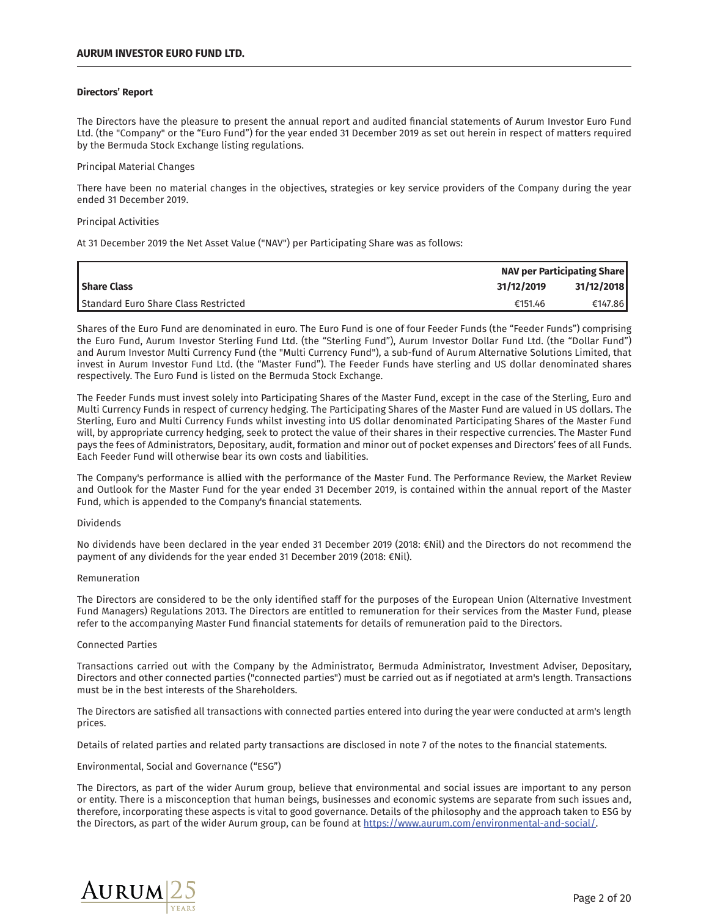## Directors' Report

The Directors have the pleasure to present the annual report and audited financial statements of Aurum Investor Euro Fund Ltd. (the "Company" or the "Euro Fund") for the year ended 31 December 2019 as set out herein in respect of matters required by the Bermuda Stock Exchange listing regulations.

### Principal Material Changes

There have been no material changes in the objectives, strategies or key service providers of the Company during the year ended 31 December 2019.

### Principal Activities

At 31 December 2019 the Net Asset Value ("NAV") per Participating Share was as follows:

| | NAV per Participating Share | |
|---|---|---|
| **Share Class** | **31/12/2019** | **31/12/2018** |
| Standard Euro Share Class Restricted | €151.46 | €147.86 |

Shares of the Euro Fund are denominated in euro. The Euro Fund is one of four Feeder Funds (the "Feeder Funds") comprising the Euro Fund, Aurum Investor Sterling Fund Ltd. (the "Sterling Fund"), Aurum Investor Dollar Fund Ltd. (the "Dollar Fund") and Aurum Investor Multi Currency Fund (the "Multi Currency Fund"), a sub-fund of Aurum Alternative Solutions Limited, that invest in Aurum Investor Fund Ltd. (the "Master Fund"). The Feeder Funds have sterling and US dollar denominated shares respectively. The Euro Fund is listed on the Bermuda Stock Exchange.

The Feeder Funds must invest solely into Participating Shares of the Master Fund, except in the case of the Sterling, Euro and Multi Currency Funds in respect of currency hedging. The Participating Shares of the Master Fund are valued in US dollars. The Sterling, Euro and Multi Currency Funds whilst investing into US dollar denominated Participating Shares of the Master Fund will, by appropriate currency hedging, seek to protect the value of their shares in their respective currencies. The Master Fund pays the fees of Administrators, Depositary, audit, formation and minor out of pocket expenses and Directors' fees of all Funds. Each Feeder Fund will otherwise bear its own costs and liabilities.

The Company's performance is allied with the performance of the Master Fund. The Performance Review, the Market Review and Outlook for the Master Fund for the year ended 31 December 2019, is contained within the annual report of the Master Fund, which is appended to the Company's financial statements.

### Dividends

No dividends have been declared in the year ended 31 December 2019 (2018: €Nil) and the Directors do not recommend the payment of any dividends for the year ended 31 December 2019 (2018: €Nil).

### Remuneration

The Directors are considered to be the only identified staff for the purposes of the European Union (Alternative Investment Fund Managers) Regulations 2013. The Directors are entitled to remuneration for their services from the Master Fund, please refer to the accompanying Master Fund financial statements for details of remuneration paid to the Directors.

### Connected Parties

Transactions carried out with the Company by the Administrator, Bermuda Administrator, Investment Adviser, Depositary, Directors and other connected parties ("connected parties") must be carried out as if negotiated at arm's length. Transactions must be in the best interests of the Shareholders.

The Directors are satisfied all transactions with connected parties entered into during the year were conducted at arm's length prices.

Details of related parties and related party transactions are disclosed in note 7 of the notes to the financial statements.

### Environmental, Social and Governance ("ESG")

The Directors, as part of the wider Aurum group, believe that environmental and social issues are important to any person or entity. There is a misconception that human beings, businesses and economic systems are separate from such issues and, therefore, incorporating these aspects is vital to good governance. Details of the philosophy and the approach taken to ESG by the Directors, as part of the wider Aurum group, can be found at https://www.aurum.com/environmental-and-social/.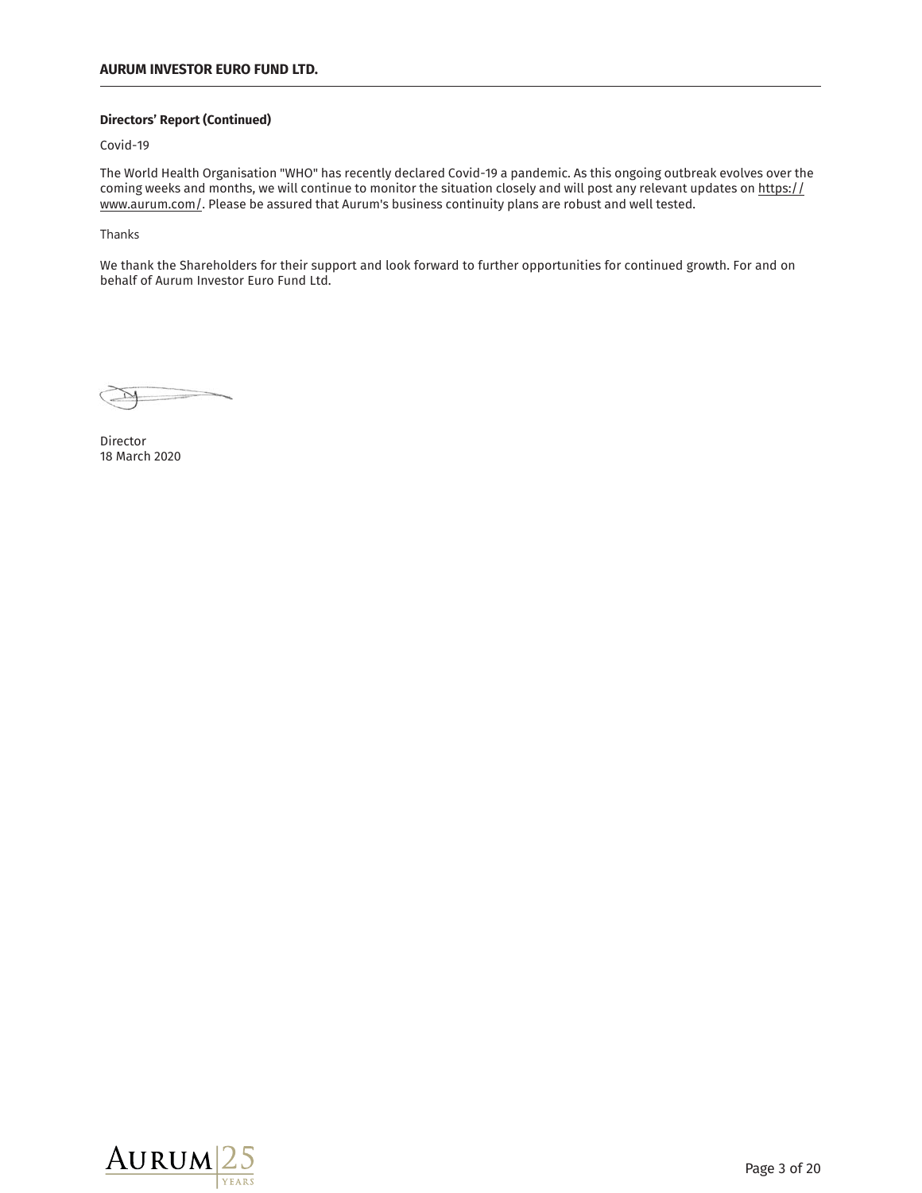**Directors' Report (Continued)**

Covid-19

The World Health Organisation "WHO" has recently declared Covid-19 a pandemic. As this ongoing outbreak evolves over the coming weeks and months, we will continue to monitor the situation closely and will post any relevant updates on https://www.aurum.com/. Please be assured that Aurum's business continuity plans are robust and well tested.

Thanks

We thank the Shareholders for their support and look forward to further opportunities for continued growth. For and on behalf of Aurum Investor Euro Fund Ltd.

Director
18 March 2020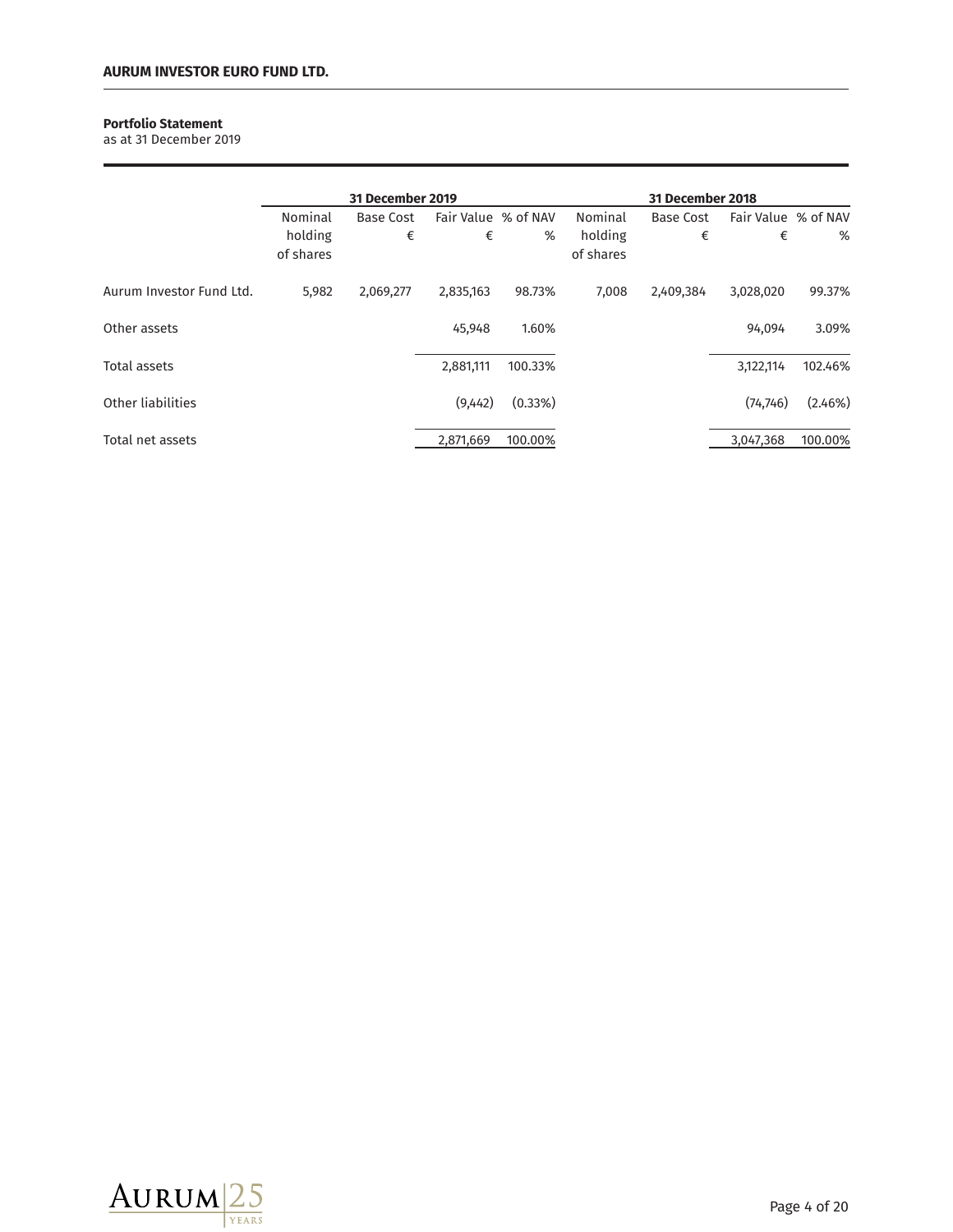**Portfolio Statement**
as at 31 December 2019

| | 31 December 2019 | | | | 31 December 2018 | | | |
|---|---|---|---|---|---|---|---|---|
| | Nominal holding of shares | Base Cost € | Fair Value € | % of NAV % | Nominal holding of shares | Base Cost € | Fair Value € | % of NAV % |
| Aurum Investor Fund Ltd. | 5,982 | 2,069,277 | 2,835,163 | 98.73% | 7,008 | 2,409,384 | 3,028,020 | 99.37% |
| Other assets | | | 45,948 | 1.60% | | | 94,094 | 3.09% |
| Total assets | | | 2,881,111 | 100.33% | | | 3,122,114 | 102.46% |
| Other liabilities | | | (9,442) | (0.33%) | | | (74,746) | (2.46%) |
| Total net assets | | | 2,871,669 | 100.00% | | | 3,047,368 | 100.00% |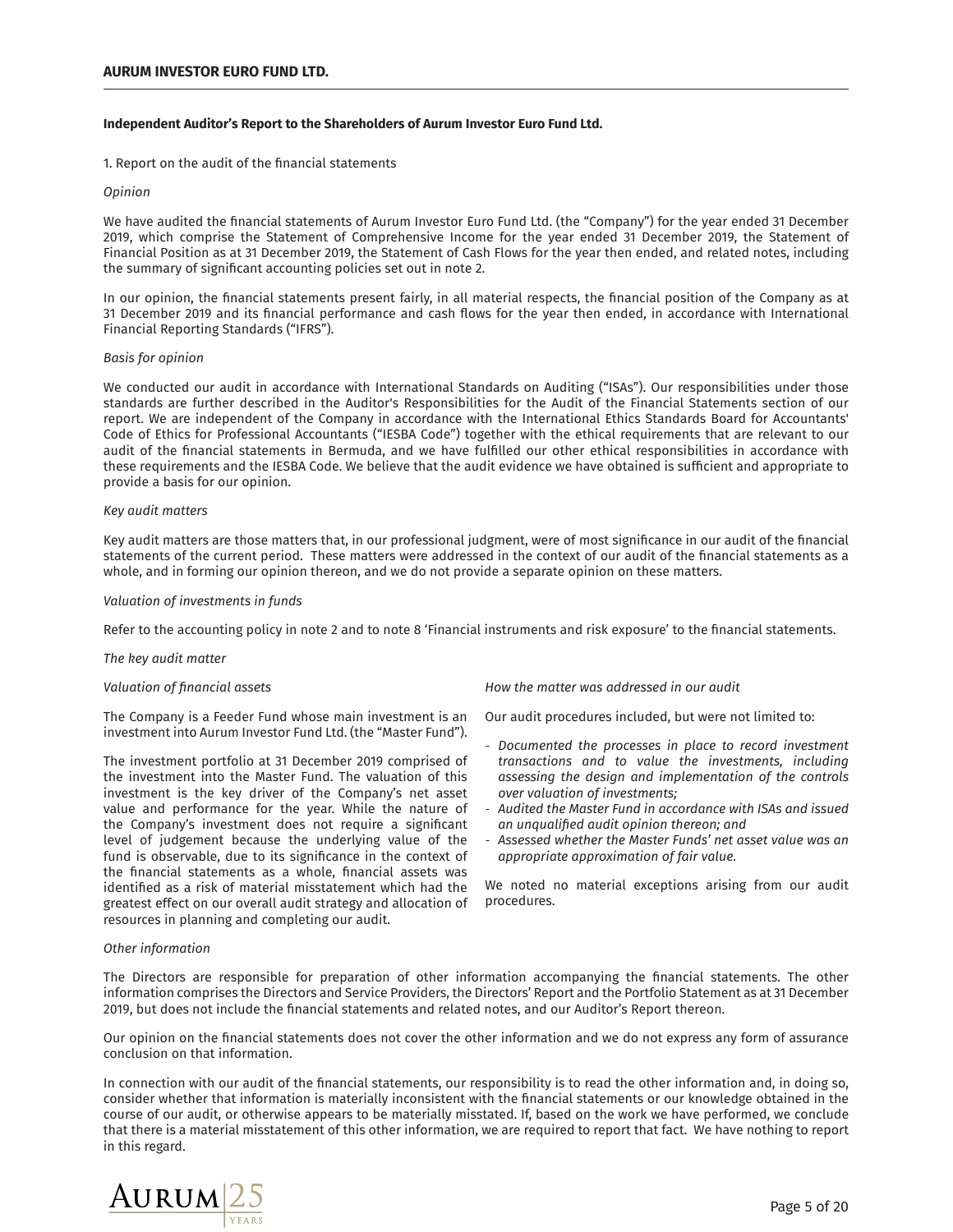**Independent Auditor's Report to the Shareholders of Aurum Investor Euro Fund Ltd.**

1. Report on the audit of the financial statements

*Opinion*

We have audited the financial statements of Aurum Investor Euro Fund Ltd. (the "Company") for the year ended 31 December 2019, which comprise the Statement of Comprehensive Income for the year ended 31 December 2019, the Statement of Financial Position as at 31 December 2019, the Statement of Cash Flows for the year then ended, and related notes, including the summary of significant accounting policies set out in note 2.

In our opinion, the financial statements present fairly, in all material respects, the financial position of the Company as at 31 December 2019 and its financial performance and cash flows for the year then ended, in accordance with International Financial Reporting Standards ("IFRS").

*Basis for opinion*

We conducted our audit in accordance with International Standards on Auditing ("ISAs"). Our responsibilities under those standards are further described in the Auditor's Responsibilities for the Audit of the Financial Statements section of our report. We are independent of the Company in accordance with the International Ethics Standards Board for Accountants' Code of Ethics for Professional Accountants ("IESBA Code") together with the ethical requirements that are relevant to our audit of the financial statements in Bermuda, and we have fulfilled our other ethical responsibilities in accordance with these requirements and the IESBA Code. We believe that the audit evidence we have obtained is sufficient and appropriate to provide a basis for our opinion.

*Key audit matters*

Key audit matters are those matters that, in our professional judgment, were of most significance in our audit of the financial statements of the current period. These matters were addressed in the context of our audit of the financial statements as a whole, and in forming our opinion thereon, and we do not provide a separate opinion on these matters.

*Valuation of investments in funds*

Refer to the accounting policy in note 2 and to note 8 'Financial instruments and risk exposure' to the financial statements.

*The key audit matter*

*Valuation of financial assets*

The Company is a Feeder Fund whose main investment is an investment into Aurum Investor Fund Ltd. (the "Master Fund").

The investment portfolio at 31 December 2019 comprised of the investment into the Master Fund. The valuation of this investment is the key driver of the Company's net asset value and performance for the year. While the nature of the Company's investment does not require a significant level of judgement because the underlying value of the fund is observable, due to its significance in the context of the financial statements as a whole, financial assets was identified as a risk of material misstatement which had the greatest effect on our overall audit strategy and allocation of resources in planning and completing our audit.

*How the matter was addressed in our audit*

Our audit procedures included, but were not limited to:

- *Documented the processes in place to record investment transactions and to value the investments, including assessing the design and implementation of the controls over valuation of investments;*
- *Audited the Master Fund in accordance with ISAs and issued an unqualified audit opinion thereon; and*
- *Assessed whether the Master Funds' net asset value was an appropriate approximation of fair value.*

We noted no material exceptions arising from our audit procedures.

*Other information*

The Directors are responsible for preparation of other information accompanying the financial statements. The other information comprises the Directors and Service Providers, the Directors' Report and the Portfolio Statement as at 31 December 2019, but does not include the financial statements and related notes, and our Auditor's Report thereon.

Our opinion on the financial statements does not cover the other information and we do not express any form of assurance conclusion on that information.

In connection with our audit of the financial statements, our responsibility is to read the other information and, in doing so, consider whether that information is materially inconsistent with the financial statements or our knowledge obtained in the course of our audit, or otherwise appears to be materially misstated. If, based on the work we have performed, we conclude that there is a material misstatement of this other information, we are required to report that fact. We have nothing to report in this regard.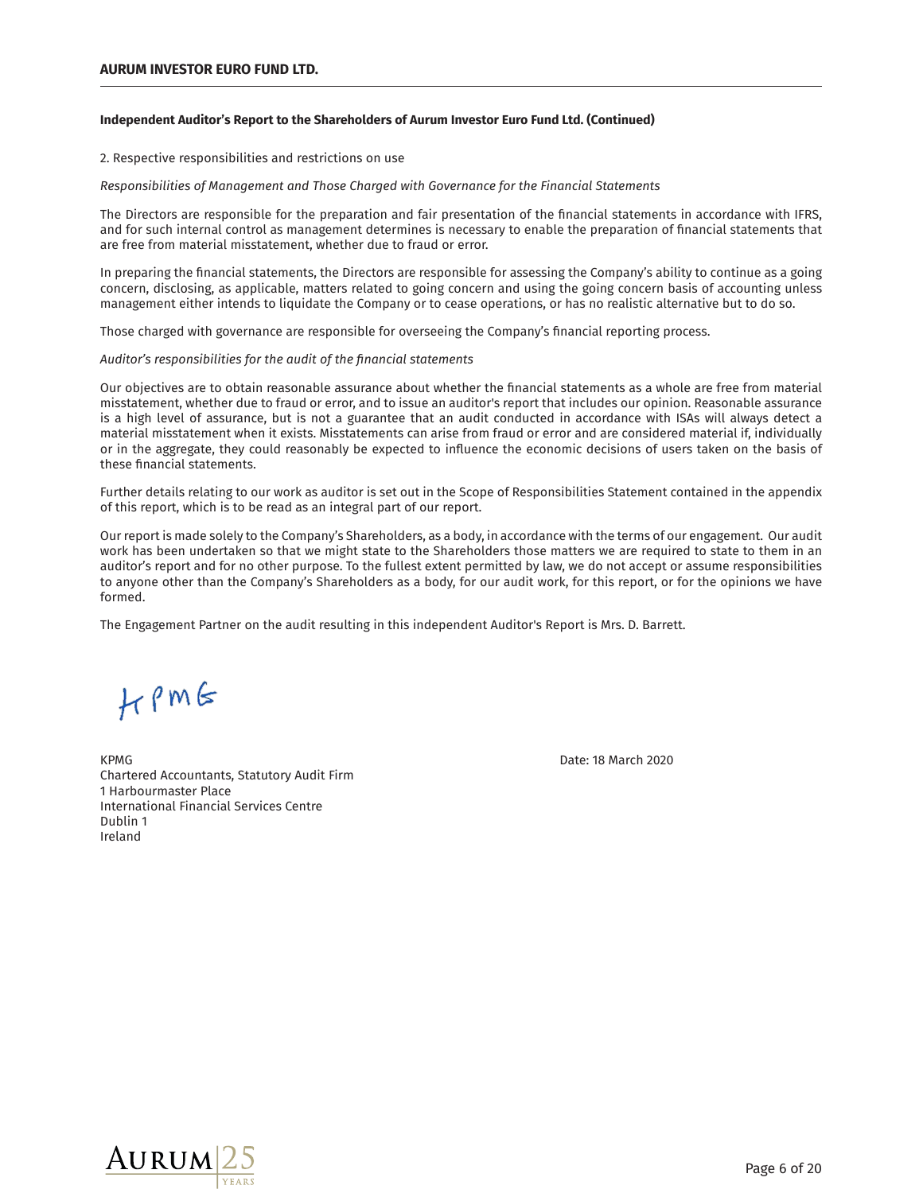**Independent Auditor's Report to the Shareholders of Aurum Investor Euro Fund Ltd. (Continued)**

2. Respective responsibilities and restrictions on use

*Responsibilities of Management and Those Charged with Governance for the Financial Statements*

The Directors are responsible for the preparation and fair presentation of the financial statements in accordance with IFRS, and for such internal control as management determines is necessary to enable the preparation of financial statements that are free from material misstatement, whether due to fraud or error.

In preparing the financial statements, the Directors are responsible for assessing the Company's ability to continue as a going concern, disclosing, as applicable, matters related to going concern and using the going concern basis of accounting unless management either intends to liquidate the Company or to cease operations, or has no realistic alternative but to do so.

Those charged with governance are responsible for overseeing the Company's financial reporting process.

*Auditor's responsibilities for the audit of the financial statements*

Our objectives are to obtain reasonable assurance about whether the financial statements as a whole are free from material misstatement, whether due to fraud or error, and to issue an auditor's report that includes our opinion. Reasonable assurance is a high level of assurance, but is not a guarantee that an audit conducted in accordance with ISAs will always detect a material misstatement when it exists. Misstatements can arise from fraud or error and are considered material if, individually or in the aggregate, they could reasonably be expected to influence the economic decisions of users taken on the basis of these financial statements.

Further details relating to our work as auditor is set out in the Scope of Responsibilities Statement contained in the appendix of this report, which is to be read as an integral part of our report.

Our report is made solely to the Company's Shareholders, as a body, in accordance with the terms of our engagement. Our audit work has been undertaken so that we might state to the Shareholders those matters we are required to state to them in an auditor's report and for no other purpose. To the fullest extent permitted by law, we do not accept or assume responsibilities to anyone other than the Company's Shareholders as a body, for our audit work, for this report, or for the opinions we have formed.

The Engagement Partner on the audit resulting in this independent Auditor's Report is Mrs. D. Barrett.

KPMG

KPMG
Chartered Accountants, Statutory Audit Firm
1 Harbourmaster Place
International Financial Services Centre
Dublin 1
Ireland

Date: 18 March 2020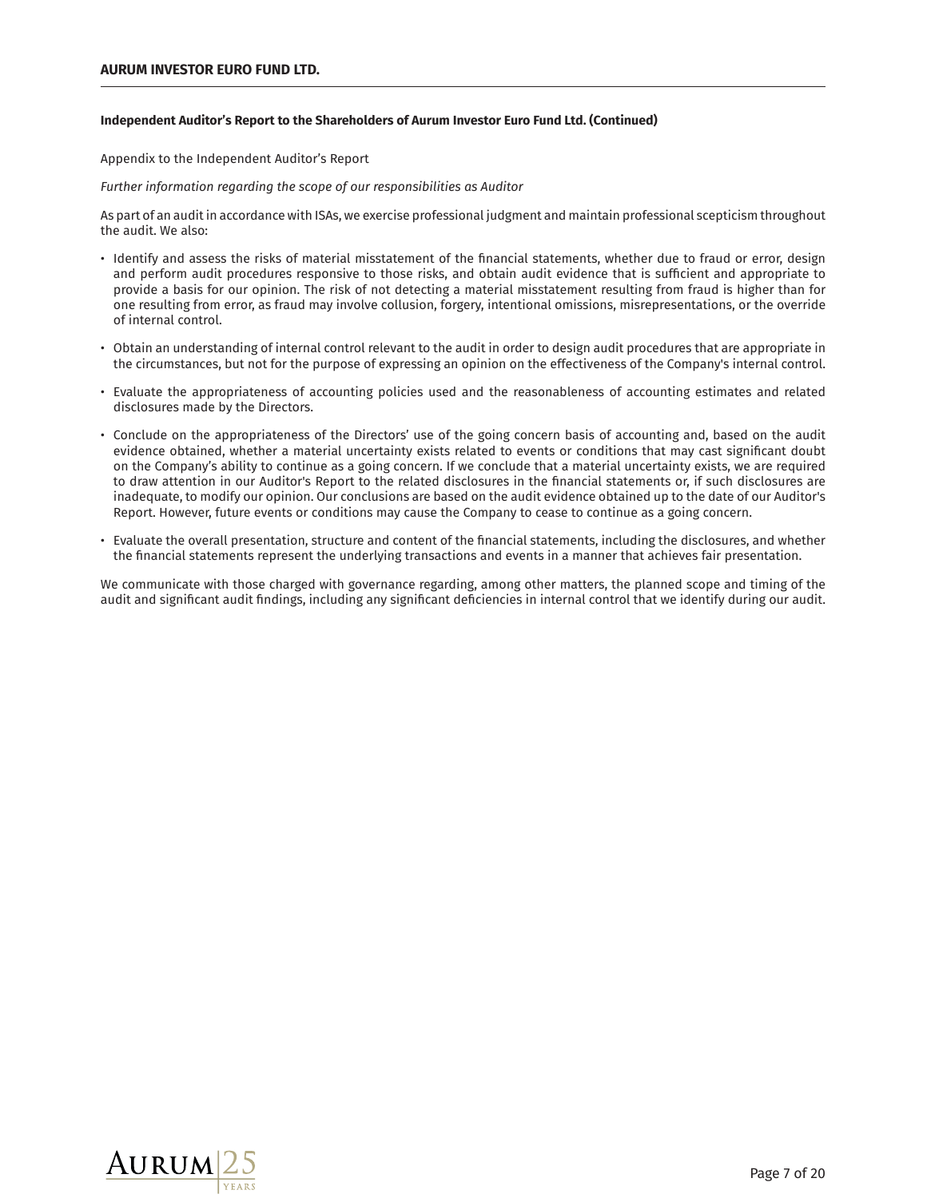**Independent Auditor's Report to the Shareholders of Aurum Investor Euro Fund Ltd. (Continued)**

Appendix to the Independent Auditor's Report

*Further information regarding the scope of our responsibilities as Auditor*

As part of an audit in accordance with ISAs, we exercise professional judgment and maintain professional scepticism throughout the audit. We also:

- Identify and assess the risks of material misstatement of the financial statements, whether due to fraud or error, design and perform audit procedures responsive to those risks, and obtain audit evidence that is sufficient and appropriate to provide a basis for our opinion. The risk of not detecting a material misstatement resulting from fraud is higher than for one resulting from error, as fraud may involve collusion, forgery, intentional omissions, misrepresentations, or the override of internal control.
- Obtain an understanding of internal control relevant to the audit in order to design audit procedures that are appropriate in the circumstances, but not for the purpose of expressing an opinion on the effectiveness of the Company's internal control.
- Evaluate the appropriateness of accounting policies used and the reasonableness of accounting estimates and related disclosures made by the Directors.
- Conclude on the appropriateness of the Directors' use of the going concern basis of accounting and, based on the audit evidence obtained, whether a material uncertainty exists related to events or conditions that may cast significant doubt on the Company's ability to continue as a going concern. If we conclude that a material uncertainty exists, we are required to draw attention in our Auditor's Report to the related disclosures in the financial statements or, if such disclosures are inadequate, to modify our opinion. Our conclusions are based on the audit evidence obtained up to the date of our Auditor's Report. However, future events or conditions may cause the Company to cease to continue as a going concern.
- Evaluate the overall presentation, structure and content of the financial statements, including the disclosures, and whether the financial statements represent the underlying transactions and events in a manner that achieves fair presentation.

We communicate with those charged with governance regarding, among other matters, the planned scope and timing of the audit and significant audit findings, including any significant deficiencies in internal control that we identify during our audit.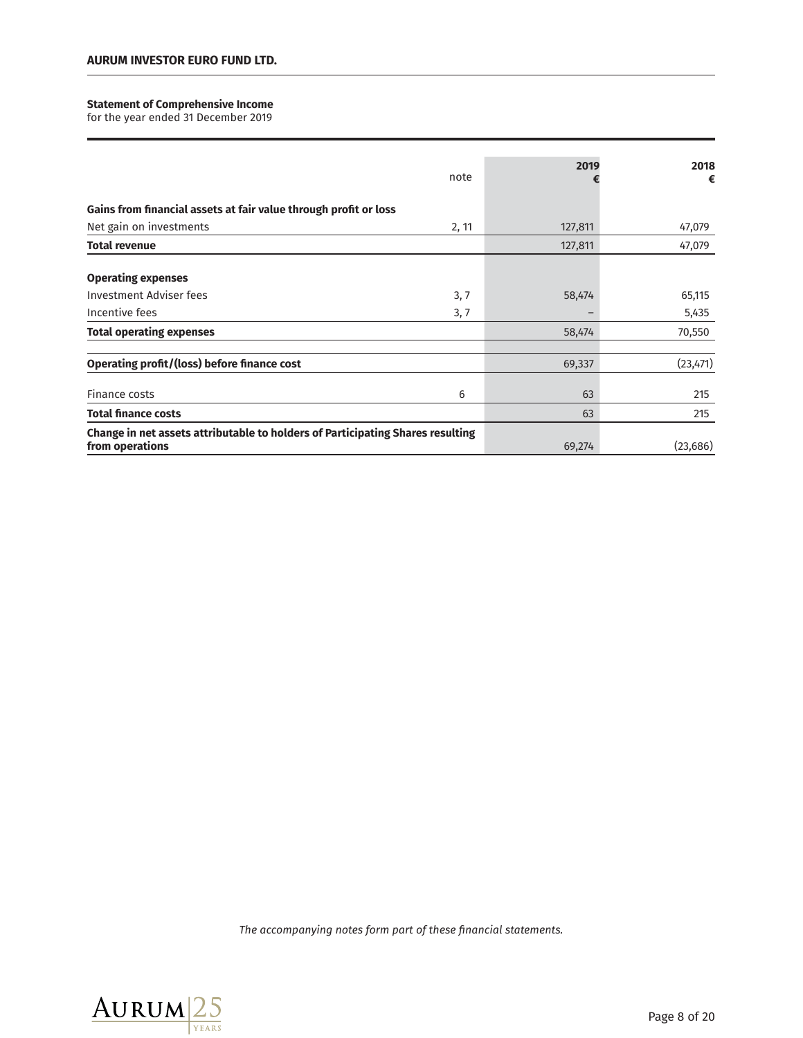**Statement of Comprehensive Income**
for the year ended 31 December 2019

| | note | 2019 € | 2018 € |
|---|---|---|---|
| **Gains from financial assets at fair value through profit or loss** | | | |
| Net gain on investments | 2, 11 | 127,811 | 47,079 |
| **Total revenue** | | 127,811 | 47,079 |
| | | | |
| **Operating expenses** | | | |
| Investment Adviser fees | 3, 7 | 58,474 | 65,115 |
| Incentive fees | 3, 7 | – | 5,435 |
| **Total operating expenses** | | 58,474 | 70,550 |
| | | | |
| **Operating profit/(loss) before finance cost** | | 69,337 | (23,471) |
| | | | |
| Finance costs | 6 | 63 | 215 |
| **Total finance costs** | | 63 | 215 |
| **Change in net assets attributable to holders of Participating Shares resulting from operations** | | 69,274 | (23,686) |

*The accompanying notes form part of these financial statements.*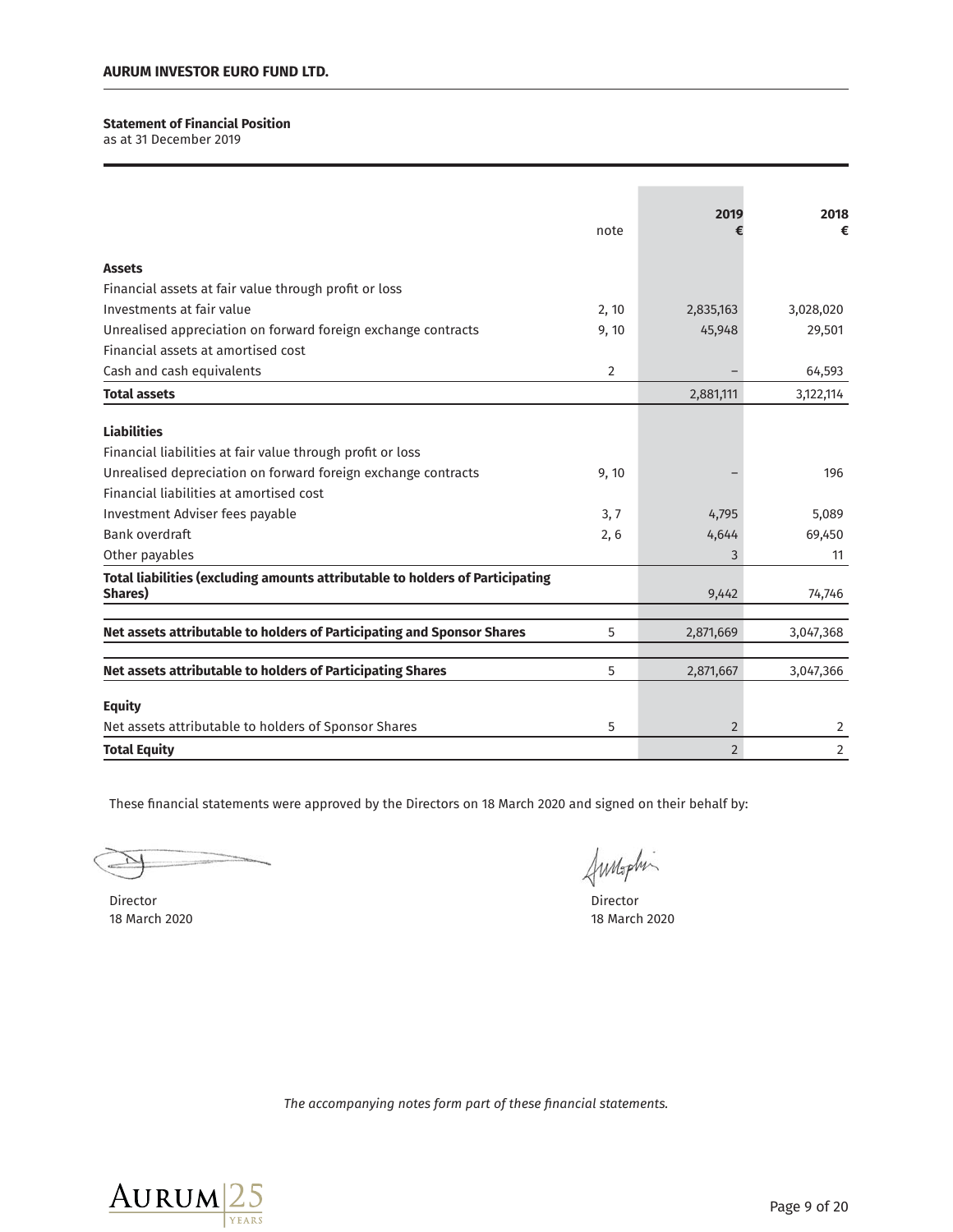**AURUM INVESTOR EURO FUND LTD.**

**Statement of Financial Position**
as at 31 December 2019

| | note | 2019 € | 2018 € |
|---|---|---|---|
| **Assets** | | | |
| Financial assets at fair value through profit or loss | | | |
| Investments at fair value | 2, 10 | 2,835,163 | 3,028,020 |
| Unrealised appreciation on forward foreign exchange contracts | 9, 10 | 45,948 | 29,501 |
| Financial assets at amortised cost | | | |
| Cash and cash equivalents | 2 | – | 64,593 |
| **Total assets** | | 2,881,111 | 3,122,114 |
| **Liabilities** | | | |
| Financial liabilities at fair value through profit or loss | | | |
| Unrealised depreciation on forward foreign exchange contracts | 9, 10 | – | 196 |
| Financial liabilities at amortised cost | | | |
| Investment Adviser fees payable | 3, 7 | 4,795 | 5,089 |
| Bank overdraft | 2, 6 | 4,644 | 69,450 |
| Other payables | | 3 | 11 |
| **Total liabilities (excluding amounts attributable to holders of Participating Shares)** | | 9,442 | 74,746 |
| **Net assets attributable to holders of Participating and Sponsor Shares** | 5 | 2,871,669 | 3,047,368 |
| **Net assets attributable to holders of Participating Shares** | 5 | 2,871,667 | 3,047,366 |
| **Equity** | | | |
| Net assets attributable to holders of Sponsor Shares | 5 | 2 | 2 |
| **Total Equity** | | 2 | 2 |

These financial statements were approved by the Directors on 18 March 2020 and signed on their behalf by:

Director
18 March 2020

Director
18 March 2020

*The accompanying notes form part of these financial statements.*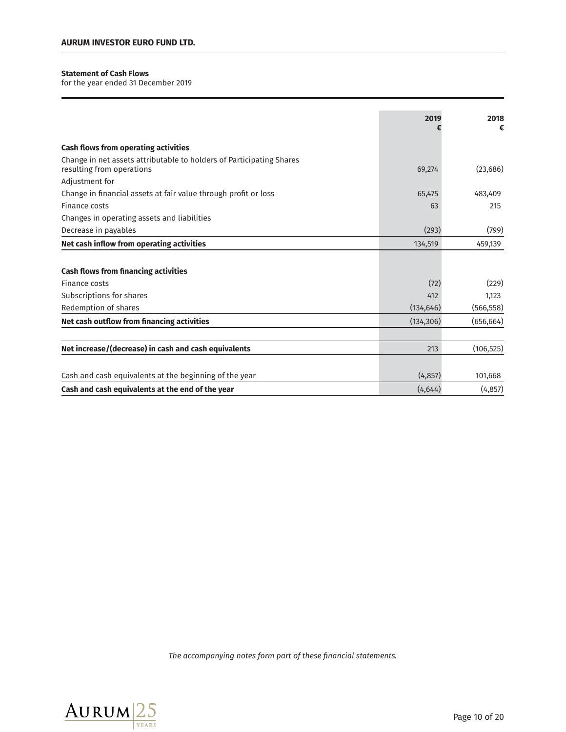**Statement of Cash Flows**
for the year ended 31 December 2019

| | 2019 € | 2018 € |
|---|---|---|
| **Cash flows from operating activities** | | |
| Change in net assets attributable to holders of Participating Shares resulting from operations | 69,274 | (23,686) |
| Adjustment for | | |
| Change in financial assets at fair value through profit or loss | 65,475 | 483,409 |
| Finance costs | 63 | 215 |
| Changes in operating assets and liabilities | | |
| Decrease in payables | (293) | (799) |
| **Net cash inflow from operating activities** | 134,519 | 459,139 |
| | | |
| **Cash flows from financing activities** | | |
| Finance costs | (72) | (229) |
| Subscriptions for shares | 412 | 1,123 |
| Redemption of shares | (134,646) | (566,558) |
| **Net cash outflow from financing activities** | (134,306) | (656,664) |
| | | |
| **Net increase/(decrease) in cash and cash equivalents** | 213 | (106,525) |
| | | |
| Cash and cash equivalents at the beginning of the year | (4,857) | 101,668 |
| **Cash and cash equivalents at the end of the year** | (4,644) | (4,857) |

*The accompanying notes form part of these financial statements.*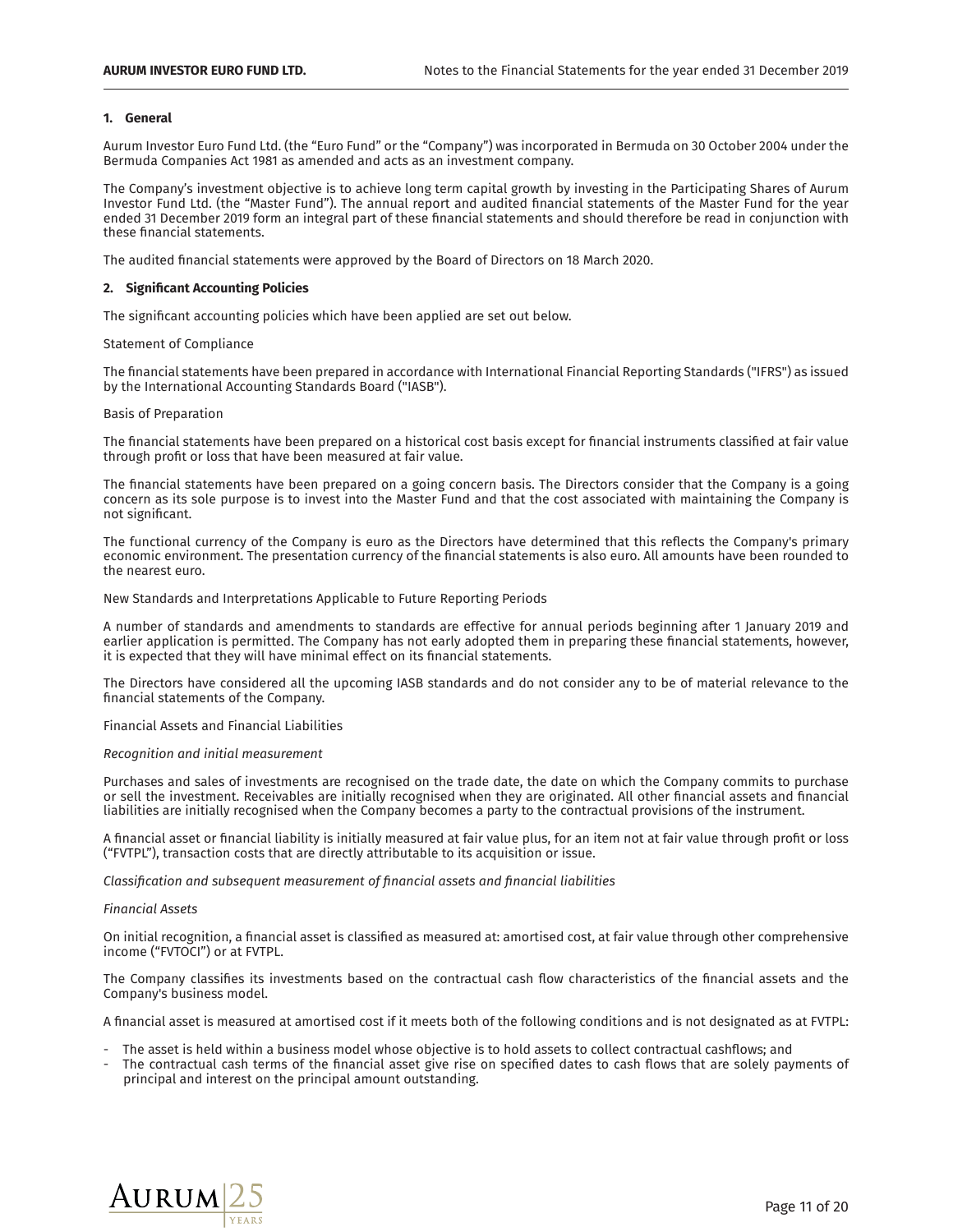## 1. General

Aurum Investor Euro Fund Ltd. (the "Euro Fund" or the "Company") was incorporated in Bermuda on 30 October 2004 under the Bermuda Companies Act 1981 as amended and acts as an investment company.

The Company's investment objective is to achieve long term capital growth by investing in the Participating Shares of Aurum Investor Fund Ltd. (the "Master Fund"). The annual report and audited financial statements of the Master Fund for the year ended 31 December 2019 form an integral part of these financial statements and should therefore be read in conjunction with these financial statements.

The audited financial statements were approved by the Board of Directors on 18 March 2020.

## 2. Significant Accounting Policies

The significant accounting policies which have been applied are set out below.

Statement of Compliance

The financial statements have been prepared in accordance with International Financial Reporting Standards ("IFRS") as issued by the International Accounting Standards Board ("IASB").

Basis of Preparation

The financial statements have been prepared on a historical cost basis except for financial instruments classified at fair value through profit or loss that have been measured at fair value.

The financial statements have been prepared on a going concern basis. The Directors consider that the Company is a going concern as its sole purpose is to invest into the Master Fund and that the cost associated with maintaining the Company is not significant.

The functional currency of the Company is euro as the Directors have determined that this reflects the Company's primary economic environment. The presentation currency of the financial statements is also euro. All amounts have been rounded to the nearest euro.

New Standards and Interpretations Applicable to Future Reporting Periods

A number of standards and amendments to standards are effective for annual periods beginning after 1 January 2019 and earlier application is permitted. The Company has not early adopted them in preparing these financial statements, however, it is expected that they will have minimal effect on its financial statements.

The Directors have considered all the upcoming IASB standards and do not consider any to be of material relevance to the financial statements of the Company.

Financial Assets and Financial Liabilities

*Recognition and initial measurement*

Purchases and sales of investments are recognised on the trade date, the date on which the Company commits to purchase or sell the investment. Receivables are initially recognised when they are originated. All other financial assets and financial liabilities are initially recognised when the Company becomes a party to the contractual provisions of the instrument.

A financial asset or financial liability is initially measured at fair value plus, for an item not at fair value through profit or loss ("FVTPL"), transaction costs that are directly attributable to its acquisition or issue.

*Classification and subsequent measurement of financial assets and financial liabilities*

*Financial Assets*

On initial recognition, a financial asset is classified as measured at: amortised cost, at fair value through other comprehensive income ("FVTOCI") or at FVTPL.

The Company classifies its investments based on the contractual cash flow characteristics of the financial assets and the Company's business model.

A financial asset is measured at amortised cost if it meets both of the following conditions and is not designated as at FVTPL:

- The asset is held within a business model whose objective is to hold assets to collect contractual cashflows; and
- The contractual cash terms of the financial asset give rise on specified dates to cash flows that are solely payments of principal and interest on the principal amount outstanding.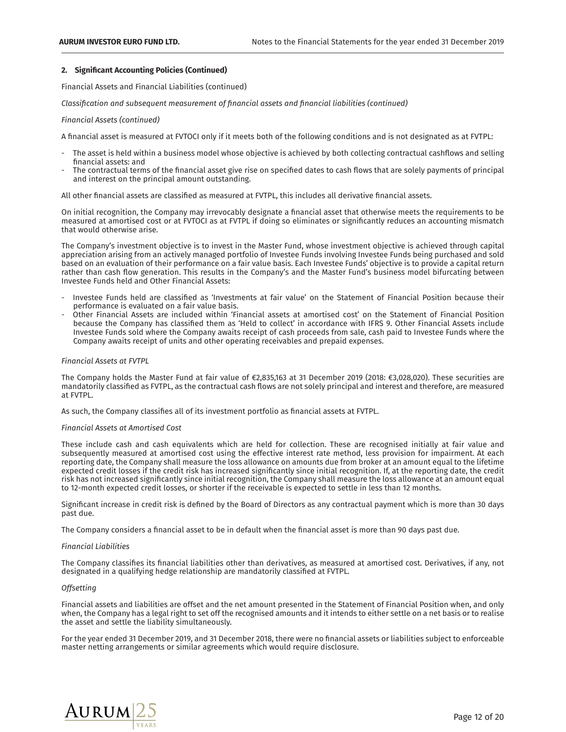## 2. Significant Accounting Policies (Continued)

Financial Assets and Financial Liabilities (continued)

*Classification and subsequent measurement of financial assets and financial liabilities (continued)*

*Financial Assets (continued)*

A financial asset is measured at FVTOCI only if it meets both of the following conditions and is not designated as at FVTPL:

- The asset is held within a business model whose objective is achieved by both collecting contractual cashflows and selling financial assets: and
- The contractual terms of the financial asset give rise on specified dates to cash flows that are solely payments of principal and interest on the principal amount outstanding.

All other financial assets are classified as measured at FVTPL, this includes all derivative financial assets.

On initial recognition, the Company may irrevocably designate a financial asset that otherwise meets the requirements to be measured at amortised cost or at FVTOCI as at FVTPL if doing so eliminates or significantly reduces an accounting mismatch that would otherwise arise.

The Company's investment objective is to invest in the Master Fund, whose investment objective is achieved through capital appreciation arising from an actively managed portfolio of Investee Funds involving Investee Funds being purchased and sold based on an evaluation of their performance on a fair value basis. Each Investee Funds' objective is to provide a capital return rather than cash flow generation. This results in the Company's and the Master Fund's business model bifurcating between Investee Funds held and Other Financial Assets:

- Investee Funds held are classified as 'Investments at fair value' on the Statement of Financial Position because their performance is evaluated on a fair value basis.
- Other Financial Assets are included within 'Financial assets at amortised cost' on the Statement of Financial Position because the Company has classified them as 'Held to collect' in accordance with IFRS 9. Other Financial Assets include Investee Funds sold where the Company awaits receipt of cash proceeds from sale, cash paid to Investee Funds where the Company awaits receipt of units and other operating receivables and prepaid expenses.

*Financial Assets at FVTPL*

The Company holds the Master Fund at fair value of €2,835,163 at 31 December 2019 (2018: €3,028,020). These securities are mandatorily classified as FVTPL, as the contractual cash flows are not solely principal and interest and therefore, are measured at FVTPL.

As such, the Company classifies all of its investment portfolio as financial assets at FVTPL.

*Financial Assets at Amortised Cost*

These include cash and cash equivalents which are held for collection. These are recognised initially at fair value and subsequently measured at amortised cost using the effective interest rate method, less provision for impairment. At each reporting date, the Company shall measure the loss allowance on amounts due from broker at an amount equal to the lifetime expected credit losses if the credit risk has increased significantly since initial recognition. If, at the reporting date, the credit risk has not increased significantly since initial recognition, the Company shall measure the loss allowance at an amount equal to 12-month expected credit losses, or shorter if the receivable is expected to settle in less than 12 months.

Significant increase in credit risk is defined by the Board of Directors as any contractual payment which is more than 30 days past due.

The Company considers a financial asset to be in default when the financial asset is more than 90 days past due.

*Financial Liabilities*

The Company classifies its financial liabilities other than derivatives, as measured at amortised cost. Derivatives, if any, not designated in a qualifying hedge relationship are mandatorily classified at FVTPL.

*Offsetting*

Financial assets and liabilities are offset and the net amount presented in the Statement of Financial Position when, and only when, the Company has a legal right to set off the recognised amounts and it intends to either settle on a net basis or to realise the asset and settle the liability simultaneously.

For the year ended 31 December 2019, and 31 December 2018, there were no financial assets or liabilities subject to enforceable master netting arrangements or similar agreements which would require disclosure.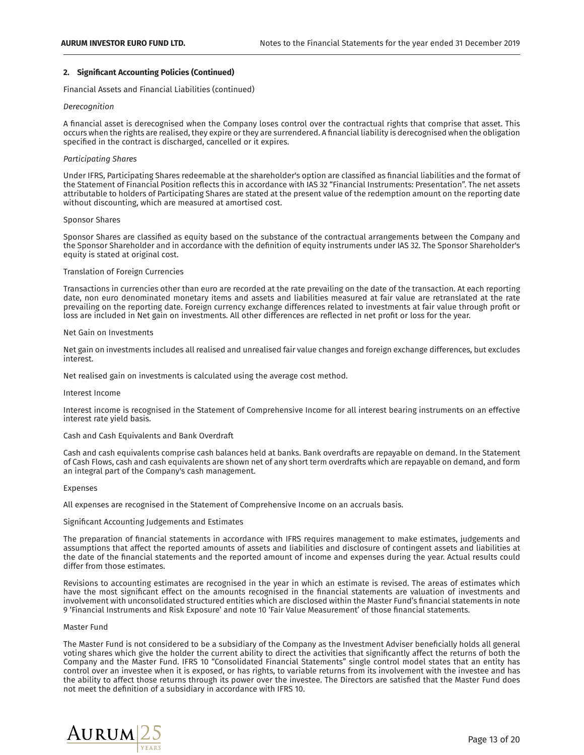## 2. Significant Accounting Policies (Continued)

Financial Assets and Financial Liabilities (continued)

*Derecognition*

A financial asset is derecognised when the Company loses control over the contractual rights that comprise that asset. This occurs when the rights are realised, they expire or they are surrendered. A financial liability is derecognised when the obligation specified in the contract is discharged, cancelled or it expires.

*Participating Shares*

Under IFRS, Participating Shares redeemable at the shareholder's option are classified as financial liabilities and the format of the Statement of Financial Position reflects this in accordance with IAS 32 "Financial Instruments: Presentation". The net assets attributable to holders of Participating Shares are stated at the present value of the redemption amount on the reporting date without discounting, which are measured at amortised cost.

Sponsor Shares

Sponsor Shares are classified as equity based on the substance of the contractual arrangements between the Company and the Sponsor Shareholder and in accordance with the definition of equity instruments under IAS 32. The Sponsor Shareholder's equity is stated at original cost.

Translation of Foreign Currencies

Transactions in currencies other than euro are recorded at the rate prevailing on the date of the transaction. At each reporting date, non euro denominated monetary items and assets and liabilities measured at fair value are retranslated at the rate prevailing on the reporting date. Foreign currency exchange differences related to investments at fair value through profit or loss are included in Net gain on investments. All other differences are reflected in net profit or loss for the year.

Net Gain on Investments

Net gain on investments includes all realised and unrealised fair value changes and foreign exchange differences, but excludes interest.

Net realised gain on investments is calculated using the average cost method.

Interest Income

Interest income is recognised in the Statement of Comprehensive Income for all interest bearing instruments on an effective interest rate yield basis.

Cash and Cash Equivalents and Bank Overdraft

Cash and cash equivalents comprise cash balances held at banks. Bank overdrafts are repayable on demand. In the Statement of Cash Flows, cash and cash equivalents are shown net of any short term overdrafts which are repayable on demand, and form an integral part of the Company's cash management.

Expenses

All expenses are recognised in the Statement of Comprehensive Income on an accruals basis.

Significant Accounting Judgements and Estimates

The preparation of financial statements in accordance with IFRS requires management to make estimates, judgements and assumptions that affect the reported amounts of assets and liabilities and disclosure of contingent assets and liabilities at the date of the financial statements and the reported amount of income and expenses during the year. Actual results could differ from those estimates.

Revisions to accounting estimates are recognised in the year in which an estimate is revised. The areas of estimates which have the most significant effect on the amounts recognised in the financial statements are valuation of investments and involvement with unconsolidated structured entities which are disclosed within the Master Fund's financial statements in note 9 'Financial Instruments and Risk Exposure' and note 10 'Fair Value Measurement' of those financial statements.

Master Fund

The Master Fund is not considered to be a subsidiary of the Company as the Investment Adviser beneficially holds all general voting shares which give the holder the current ability to direct the activities that significantly affect the returns of both the Company and the Master Fund. IFRS 10 "Consolidated Financial Statements" single control model states that an entity has control over an investee when it is exposed, or has rights, to variable returns from its involvement with the investee and has the ability to affect those returns through its power over the investee. The Directors are satisfied that the Master Fund does not meet the definition of a subsidiary in accordance with IFRS 10.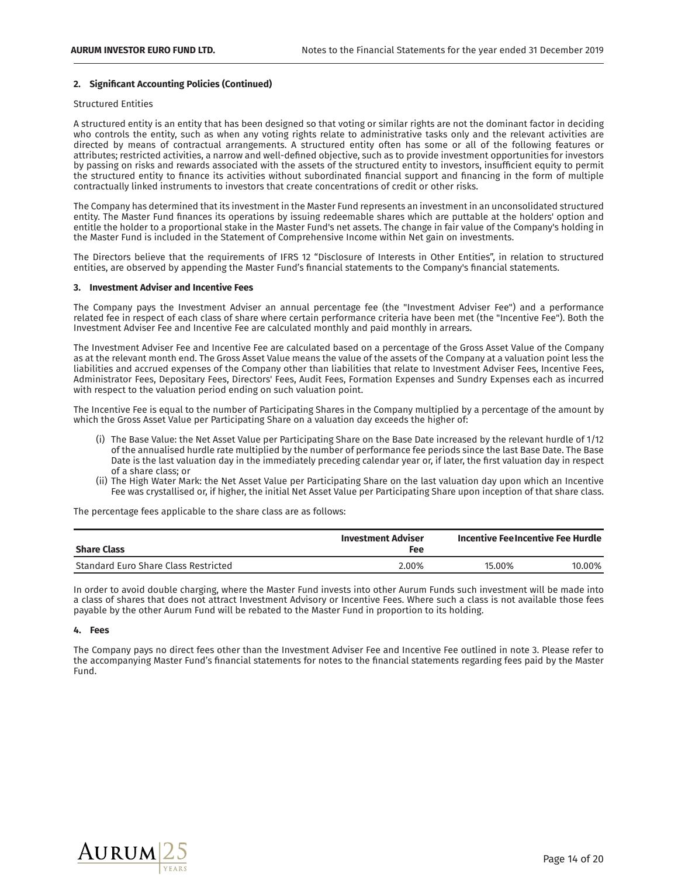## 2. Significant Accounting Policies (Continued)

Structured Entities

A structured entity is an entity that has been designed so that voting or similar rights are not the dominant factor in deciding who controls the entity, such as when any voting rights relate to administrative tasks only and the relevant activities are directed by means of contractual arrangements. A structured entity often has some or all of the following features or attributes; restricted activities, a narrow and well-defined objective, such as to provide investment opportunities for investors by passing on risks and rewards associated with the assets of the structured entity to investors, insufficient equity to permit the structured entity to finance its activities without subordinated financial support and financing in the form of multiple contractually linked instruments to investors that create concentrations of credit or other risks.

The Company has determined that its investment in the Master Fund represents an investment in an unconsolidated structured entity. The Master Fund finances its operations by issuing redeemable shares which are puttable at the holders' option and entitle the holder to a proportional stake in the Master Fund's net assets. The change in fair value of the Company's holding in the Master Fund is included in the Statement of Comprehensive Income within Net gain on investments.

The Directors believe that the requirements of IFRS 12 "Disclosure of Interests in Other Entities", in relation to structured entities, are observed by appending the Master Fund's financial statements to the Company's financial statements.

## 3. Investment Adviser and Incentive Fees

The Company pays the Investment Adviser an annual percentage fee (the "Investment Adviser Fee") and a performance related fee in respect of each class of share where certain performance criteria have been met (the "Incentive Fee"). Both the Investment Adviser Fee and Incentive Fee are calculated monthly and paid monthly in arrears.

The Investment Adviser Fee and Incentive Fee are calculated based on a percentage of the Gross Asset Value of the Company as at the relevant month end. The Gross Asset Value means the value of the assets of the Company at a valuation point less the liabilities and accrued expenses of the Company other than liabilities that relate to Investment Adviser Fees, Incentive Fees, Administrator Fees, Depositary Fees, Directors' Fees, Audit Fees, Formation Expenses and Sundry Expenses each as incurred with respect to the valuation period ending on such valuation point.

The Incentive Fee is equal to the number of Participating Shares in the Company multiplied by a percentage of the amount by which the Gross Asset Value per Participating Share on a valuation day exceeds the higher of:

(i) The Base Value: the Net Asset Value per Participating Share on the Base Date increased by the relevant hurdle of 1/12 of the annualised hurdle rate multiplied by the number of performance fee periods since the last Base Date. The Base Date is the last valuation day in the immediately preceding calendar year or, if later, the first valuation day in respect of a share class; or

(ii) The High Water Mark: the Net Asset Value per Participating Share on the last valuation day upon which an Incentive Fee was crystallised or, if higher, the initial Net Asset Value per Participating Share upon inception of that share class.

The percentage fees applicable to the share class are as follows:

| Share Class | Investment Adviser Fee | Incentive Fee | Incentive Fee Hurdle |
|---|---|---|---|
| Standard Euro Share Class Restricted | 2.00% | 15.00% | 10.00% |

In order to avoid double charging, where the Master Fund invests into other Aurum Funds such investment will be made into a class of shares that does not attract Investment Advisory or Incentive Fees. Where such a class is not available those fees payable by the other Aurum Fund will be rebated to the Master Fund in proportion to its holding.

## 4. Fees

The Company pays no direct fees other than the Investment Adviser Fee and Incentive Fee outlined in note 3. Please refer to the accompanying Master Fund's financial statements for notes to the financial statements regarding fees paid by the Master Fund.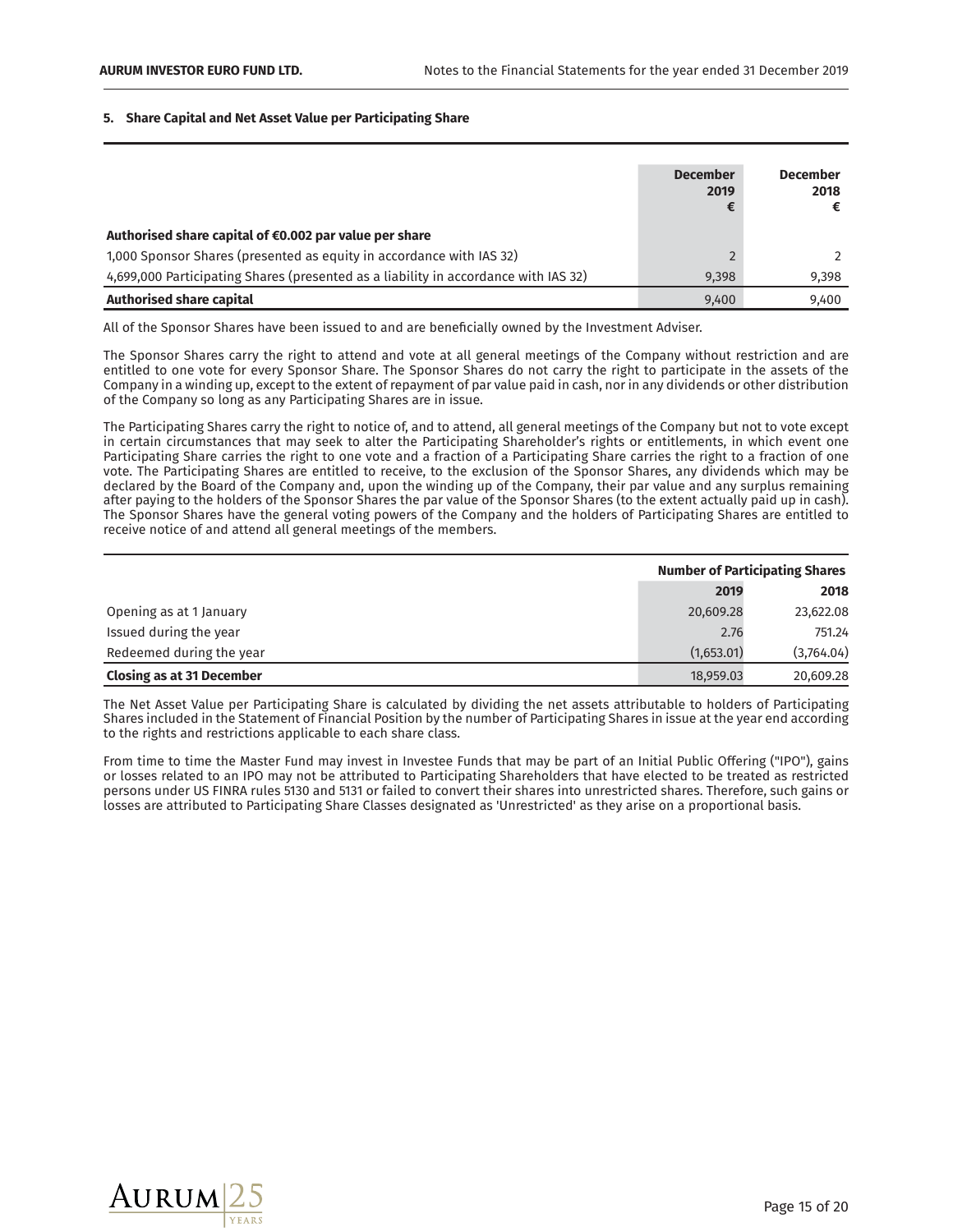### 5. Share Capital and Net Asset Value per Participating Share

| | December 2019 € | December 2018 € |
|---|---|---|
| **Authorised share capital of €0.002 par value per share** | | |
| 1,000 Sponsor Shares (presented as equity in accordance with IAS 32) | 2 | 2 |
| 4,699,000 Participating Shares (presented as a liability in accordance with IAS 32) | 9,398 | 9,398 |
| **Authorised share capital** | 9,400 | 9,400 |

All of the Sponsor Shares have been issued to and are beneficially owned by the Investment Adviser.

The Sponsor Shares carry the right to attend and vote at all general meetings of the Company without restriction and are entitled to one vote for every Sponsor Share. The Sponsor Shares do not carry the right to participate in the assets of the Company in a winding up, except to the extent of repayment of par value paid in cash, nor in any dividends or other distribution of the Company so long as any Participating Shares are in issue.

The Participating Shares carry the right to notice of, and to attend, all general meetings of the Company but not to vote except in certain circumstances that may seek to alter the Participating Shareholder's rights or entitlements, in which event one Participating Share carries the right to one vote and a fraction of a Participating Share carries the right to a fraction of one vote. The Participating Shares are entitled to receive, to the exclusion of the Sponsor Shares, any dividends which may be declared by the Board of the Company and, upon the winding up of the Company, their par value and any surplus remaining after paying to the holders of the Sponsor Shares the par value of the Sponsor Shares (to the extent actually paid up in cash). The Sponsor Shares have the general voting powers of the Company and the holders of Participating Shares are entitled to receive notice of and attend all general meetings of the members.

| | Number of Participating Shares | |
|---|---|---|
| | **2019** | **2018** |
| Opening as at 1 January | 20,609.28 | 23,622.08 |
| Issued during the year | 2.76 | 751.24 |
| Redeemed during the year | (1,653.01) | (3,764.04) |
| **Closing as at 31 December** | 18,959.03 | 20,609.28 |

The Net Asset Value per Participating Share is calculated by dividing the net assets attributable to holders of Participating Shares included in the Statement of Financial Position by the number of Participating Shares in issue at the year end according to the rights and restrictions applicable to each share class.

From time to time the Master Fund may invest in Investee Funds that may be part of an Initial Public Offering ("IPO"), gains or losses related to an IPO may not be attributed to Participating Shareholders that have elected to be treated as restricted persons under US FINRA rules 5130 and 5131 or failed to convert their shares into unrestricted shares. Therefore, such gains or losses are attributed to Participating Share Classes designated as 'Unrestricted' as they arise on a proportional basis.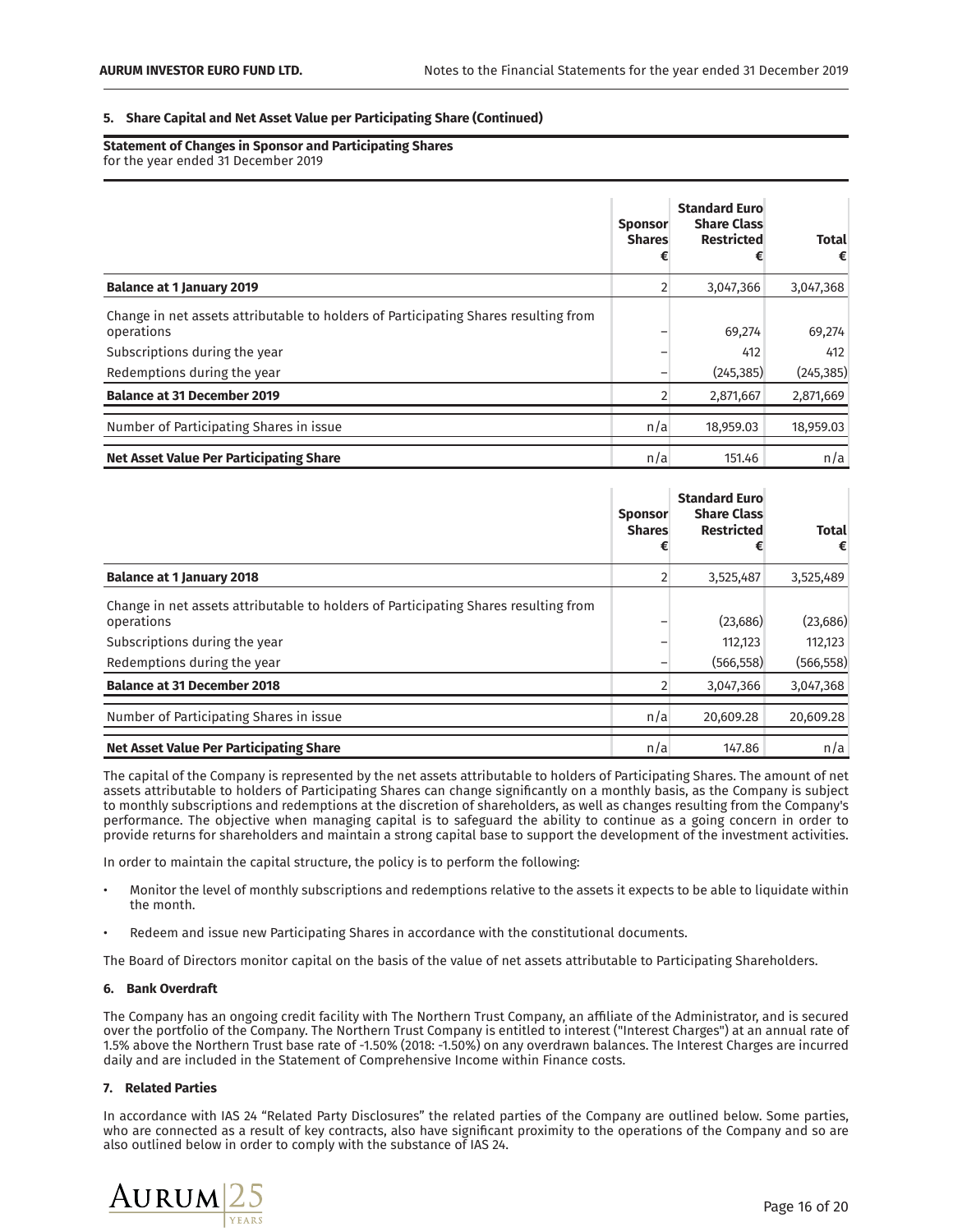### 5. Share Capital and Net Asset Value per Participating Share (Continued)

**Statement of Changes in Sponsor and Participating Shares**
for the year ended 31 December 2019

| | Sponsor Shares € | Standard Euro Share Class Restricted € | Total € |
|---|---|---|---|
| **Balance at 1 January 2019** | 2 | 3,047,366 | 3,047,368 |
| Change in net assets attributable to holders of Participating Shares resulting from operations | – | 69,274 | 69,274 |
| Subscriptions during the year | – | 412 | 412 |
| Redemptions during the year | – | (245,385) | (245,385) |
| **Balance at 31 December 2019** | 2 | 2,871,667 | 2,871,669 |
| Number of Participating Shares in issue | n/a | 18,959.03 | 18,959.03 |
| **Net Asset Value Per Participating Share** | n/a | 151.46 | n/a |

| | Sponsor Shares € | Standard Euro Share Class Restricted € | Total € |
|---|---|---|---|
| **Balance at 1 January 2018** | 2 | 3,525,487 | 3,525,489 |
| Change in net assets attributable to holders of Participating Shares resulting from operations | – | (23,686) | (23,686) |
| Subscriptions during the year | – | 112,123 | 112,123 |
| Redemptions during the year | – | (566,558) | (566,558) |
| **Balance at 31 December 2018** | 2 | 3,047,366 | 3,047,368 |
| Number of Participating Shares in issue | n/a | 20,609.28 | 20,609.28 |
| **Net Asset Value Per Participating Share** | n/a | 147.86 | n/a |

The capital of the Company is represented by the net assets attributable to holders of Participating Shares. The amount of net assets attributable to holders of Participating Shares can change significantly on a monthly basis, as the Company is subject to monthly subscriptions and redemptions at the discretion of shareholders, as well as changes resulting from the Company's performance. The objective when managing capital is to safeguard the ability to continue as a going concern in order to provide returns for shareholders and maintain a strong capital base to support the development of the investment activities.

In order to maintain the capital structure, the policy is to perform the following:

- Monitor the level of monthly subscriptions and redemptions relative to the assets it expects to be able to liquidate within the month.
- Redeem and issue new Participating Shares in accordance with the constitutional documents.

The Board of Directors monitor capital on the basis of the value of net assets attributable to Participating Shareholders.

### 6. Bank Overdraft

The Company has an ongoing credit facility with The Northern Trust Company, an affiliate of the Administrator, and is secured over the portfolio of the Company. The Northern Trust Company is entitled to interest ("Interest Charges") at an annual rate of 1.5% above the Northern Trust base rate of -1.50% (2018: -1.50%) on any overdrawn balances. The Interest Charges are incurred daily and are included in the Statement of Comprehensive Income within Finance costs.

### 7. Related Parties

In accordance with IAS 24 "Related Party Disclosures" the related parties of the Company are outlined below. Some parties, who are connected as a result of key contracts, also have significant proximity to the operations of the Company and so are also outlined below in order to comply with the substance of IAS 24.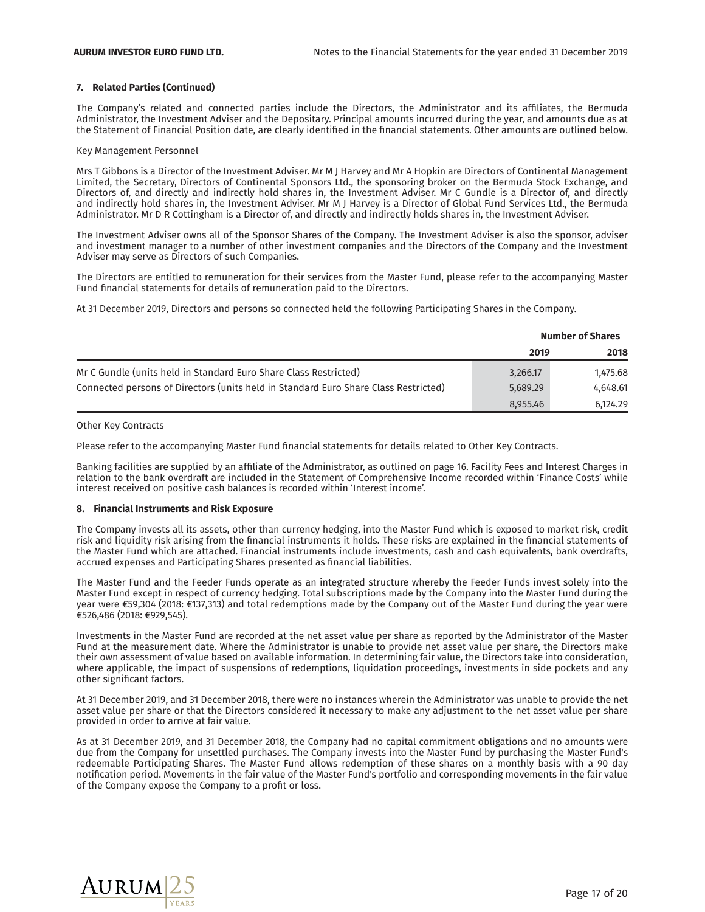### 7. Related Parties (Continued)

The Company's related and connected parties include the Directors, the Administrator and its affiliates, the Bermuda Administrator, the Investment Adviser and the Depositary. Principal amounts incurred during the year, and amounts due as at the Statement of Financial Position date, are clearly identified in the financial statements. Other amounts are outlined below.

Key Management Personnel

Mrs T Gibbons is a Director of the Investment Adviser. Mr M J Harvey and Mr A Hopkin are Directors of Continental Management Limited, the Secretary, Directors of Continental Sponsors Ltd., the sponsoring broker on the Bermuda Stock Exchange, and Directors of, and directly and indirectly hold shares in, the Investment Adviser. Mr C Gundle is a Director of, and directly and indirectly hold shares in, the Investment Adviser. Mr M J Harvey is a Director of Global Fund Services Ltd., the Bermuda Administrator. Mr D R Cottingham is a Director of, and directly and indirectly holds shares in, the Investment Adviser.

The Investment Adviser owns all of the Sponsor Shares of the Company. The Investment Adviser is also the sponsor, adviser and investment manager to a number of other investment companies and the Directors of the Company and the Investment Adviser may serve as Directors of such Companies.

The Directors are entitled to remuneration for their services from the Master Fund, please refer to the accompanying Master Fund financial statements for details of remuneration paid to the Directors.

At 31 December 2019, Directors and persons so connected held the following Participating Shares in the Company.

| | Number of Shares | |
|---|---|---|
| | **2019** | **2018** |
| Mr C Gundle (units held in Standard Euro Share Class Restricted) | 3,266.17 | 1,475.68 |
| Connected persons of Directors (units held in Standard Euro Share Class Restricted) | 5,689.29 | 4,648.61 |
| | 8,955.46 | 6,124.29 |

Other Key Contracts

Please refer to the accompanying Master Fund financial statements for details related to Other Key Contracts.

Banking facilities are supplied by an affiliate of the Administrator, as outlined on page 16. Facility Fees and Interest Charges in relation to the bank overdraft are included in the Statement of Comprehensive Income recorded within 'Finance Costs' while interest received on positive cash balances is recorded within 'Interest income'.

### 8. Financial Instruments and Risk Exposure

The Company invests all its assets, other than currency hedging, into the Master Fund which is exposed to market risk, credit risk and liquidity risk arising from the financial instruments it holds. These risks are explained in the financial statements of the Master Fund which are attached. Financial instruments include investments, cash and cash equivalents, bank overdrafts, accrued expenses and Participating Shares presented as financial liabilities.

The Master Fund and the Feeder Funds operate as an integrated structure whereby the Feeder Funds invest solely into the Master Fund except in respect of currency hedging. Total subscriptions made by the Company into the Master Fund during the year were €59,304 (2018: €137,313) and total redemptions made by the Company out of the Master Fund during the year were €526,486 (2018: €929,545).

Investments in the Master Fund are recorded at the net asset value per share as reported by the Administrator of the Master Fund at the measurement date. Where the Administrator is unable to provide net asset value per share, the Directors make their own assessment of value based on available information. In determining fair value, the Directors take into consideration, where applicable, the impact of suspensions of redemptions, liquidation proceedings, investments in side pockets and any other significant factors.

At 31 December 2019, and 31 December 2018, there were no instances wherein the Administrator was unable to provide the net asset value per share or that the Directors considered it necessary to make any adjustment to the net asset value per share provided in order to arrive at fair value.

As at 31 December 2019, and 31 December 2018, the Company had no capital commitment obligations and no amounts were due from the Company for unsettled purchases. The Company invests into the Master Fund by purchasing the Master Fund's redeemable Participating Shares. The Master Fund allows redemption of these shares on a monthly basis with a 90 day notification period. Movements in the fair value of the Master Fund's portfolio and corresponding movements in the fair value of the Company expose the Company to a profit or loss.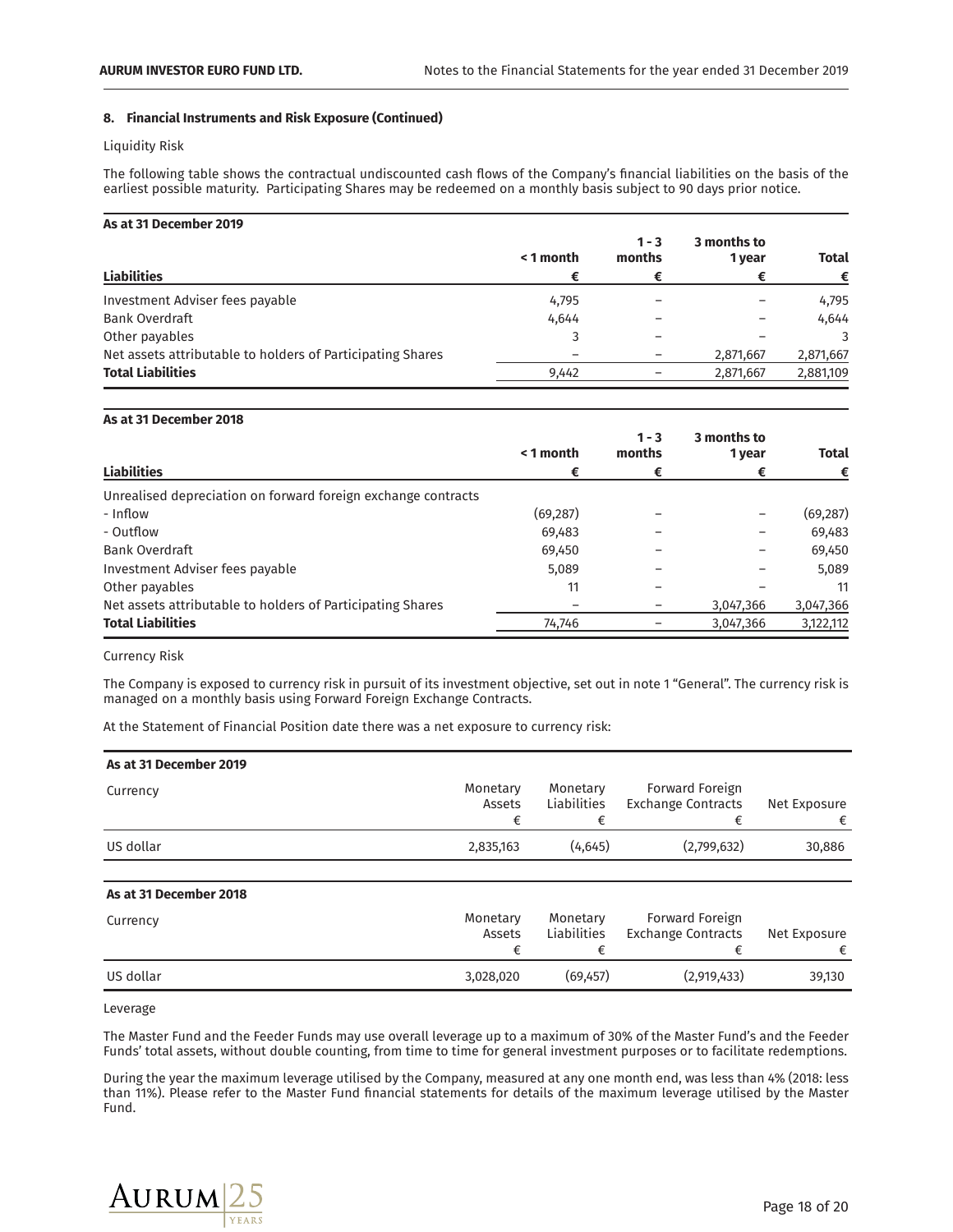## 8. Financial Instruments and Risk Exposure (Continued)

Liquidity Risk

The following table shows the contractual undiscounted cash flows of the Company's financial liabilities on the basis of the earliest possible maturity. Participating Shares may be redeemed on a monthly basis subject to 90 days prior notice.

**As at 31 December 2019**

| Liabilities | < 1 month € | 1 - 3 months € | 3 months to 1 year € | Total € |
|---|---|---|---|---|
| Investment Adviser fees payable | 4,795 | – | – | 4,795 |
| Bank Overdraft | 4,644 | – | – | 4,644 |
| Other payables | 3 | – | – | 3 |
| Net assets attributable to holders of Participating Shares | – | – | 2,871,667 | 2,871,667 |
| **Total Liabilities** | 9,442 | – | 2,871,667 | 2,881,109 |

**As at 31 December 2018**

| Liabilities | < 1 month € | 1 - 3 months € | 3 months to 1 year € | Total € |
|---|---|---|---|---|
| Unrealised depreciation on forward foreign exchange contracts | | | | |
| - Inflow | (69,287) | – | – | (69,287) |
| - Outflow | 69,483 | – | – | 69,483 |
| Bank Overdraft | 69,450 | – | – | 69,450 |
| Investment Adviser fees payable | 5,089 | – | – | 5,089 |
| Other payables | 11 | – | – | 11 |
| Net assets attributable to holders of Participating Shares | – | – | 3,047,366 | 3,047,366 |
| **Total Liabilities** | 74,746 | – | 3,047,366 | 3,122,112 |

Currency Risk

The Company is exposed to currency risk in pursuit of its investment objective, set out in note 1 "General". The currency risk is managed on a monthly basis using Forward Foreign Exchange Contracts.

At the Statement of Financial Position date there was a net exposure to currency risk:

**As at 31 December 2019**

| Currency | Monetary Assets € | Monetary Liabilities € | Forward Foreign Exchange Contracts € | Net Exposure € |
|---|---|---|---|---|
| US dollar | 2,835,163 | (4,645) | (2,799,632) | 30,886 |

**As at 31 December 2018**

| Currency | Monetary Assets € | Monetary Liabilities € | Forward Foreign Exchange Contracts € | Net Exposure € |
|---|---|---|---|---|
| US dollar | 3,028,020 | (69,457) | (2,919,433) | 39,130 |

Leverage

The Master Fund and the Feeder Funds may use overall leverage up to a maximum of 30% of the Master Fund's and the Feeder Funds' total assets, without double counting, from time to time for general investment purposes or to facilitate redemptions.

During the year the maximum leverage utilised by the Company, measured at any one month end, was less than 4% (2018: less than 11%). Please refer to the Master Fund financial statements for details of the maximum leverage utilised by the Master Fund.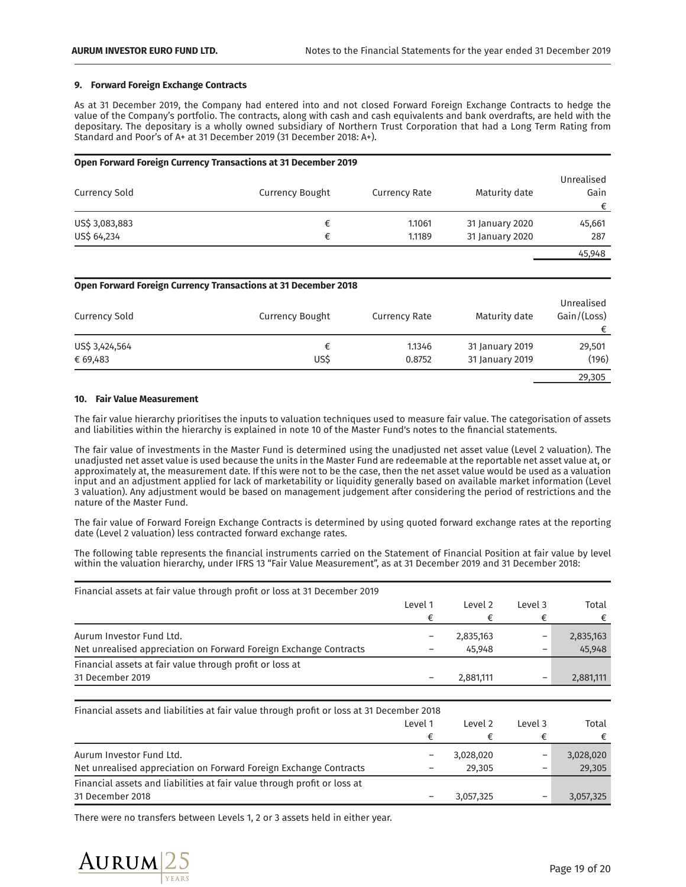### 9. Forward Foreign Exchange Contracts

As at 31 December 2019, the Company had entered into and not closed Forward Foreign Exchange Contracts to hedge the value of the Company's portfolio. The contracts, along with cash and cash equivalents and bank overdrafts, are held with the depositary. The depositary is a wholly owned subsidiary of Northern Trust Corporation that had a Long Term Rating from Standard and Poor's of A+ at 31 December 2019 (31 December 2018: A+).

**Open Forward Foreign Currency Transactions at 31 December 2019**

| Currency Sold | Currency Bought | Currency Rate | Maturity date | Unrealised Gain € |
|---|---|---|---|---|
| US$ 3,083,883 | € | 1.1061 | 31 January 2020 | 45,661 |
| US$ 64,234 | € | 1.1189 | 31 January 2020 | 287 |
| | | | | 45,948 |

**Open Forward Foreign Currency Transactions at 31 December 2018**

| Currency Sold | Currency Bought | Currency Rate | Maturity date | Unrealised Gain/(Loss) € |
|---|---|---|---|---|
| US$ 3,424,564 | € | 1.1346 | 31 January 2019 | 29,501 |
| € 69,483 | US$ | 0.8752 | 31 January 2019 | (196) |
| | | | | 29,305 |

### 10. Fair Value Measurement

The fair value hierarchy prioritises the inputs to valuation techniques used to measure fair value. The categorisation of assets and liabilities within the hierarchy is explained in note 10 of the Master Fund's notes to the financial statements.

The fair value of investments in the Master Fund is determined using the unadjusted net asset value (Level 2 valuation). The unadjusted net asset value is used because the units in the Master Fund are redeemable at the reportable net asset value at, or approximately at, the measurement date. If this were not to be the case, then the net asset value would be used as a valuation input and an adjustment applied for lack of marketability or liquidity generally based on available market information (Level 3 valuation). Any adjustment would be based on management judgement after considering the period of restrictions and the nature of the Master Fund.

The fair value of Forward Foreign Exchange Contracts is determined by using quoted forward exchange rates at the reporting date (Level 2 valuation) less contracted forward exchange rates.

The following table represents the financial instruments carried on the Statement of Financial Position at fair value by level within the valuation hierarchy, under IFRS 13 "Fair Value Measurement", as at 31 December 2019 and 31 December 2018:

| Financial assets at fair value through profit or loss at 31 December 2019 | Level 1 € | Level 2 € | Level 3 € | Total € |
|---|---|---|---|---|
| Aurum Investor Fund Ltd. | – | 2,835,163 | – | 2,835,163 |
| Net unrealised appreciation on Forward Foreign Exchange Contracts | – | 45,948 | – | 45,948 |
| Financial assets at fair value through profit or loss at 31 December 2019 | – | 2,881,111 | – | 2,881,111 |

| Financial assets and liabilities at fair value through profit or loss at 31 December 2018 | Level 1 € | Level 2 € | Level 3 € | Total € |
|---|---|---|---|---|
| Aurum Investor Fund Ltd. | – | 3,028,020 | – | 3,028,020 |
| Net unrealised appreciation on Forward Foreign Exchange Contracts | – | 29,305 | – | 29,305 |
| Financial assets and liabilities at fair value through profit or loss at 31 December 2018 | – | 3,057,325 | – | 3,057,325 |

There were no transfers between Levels 1, 2 or 3 assets held in either year.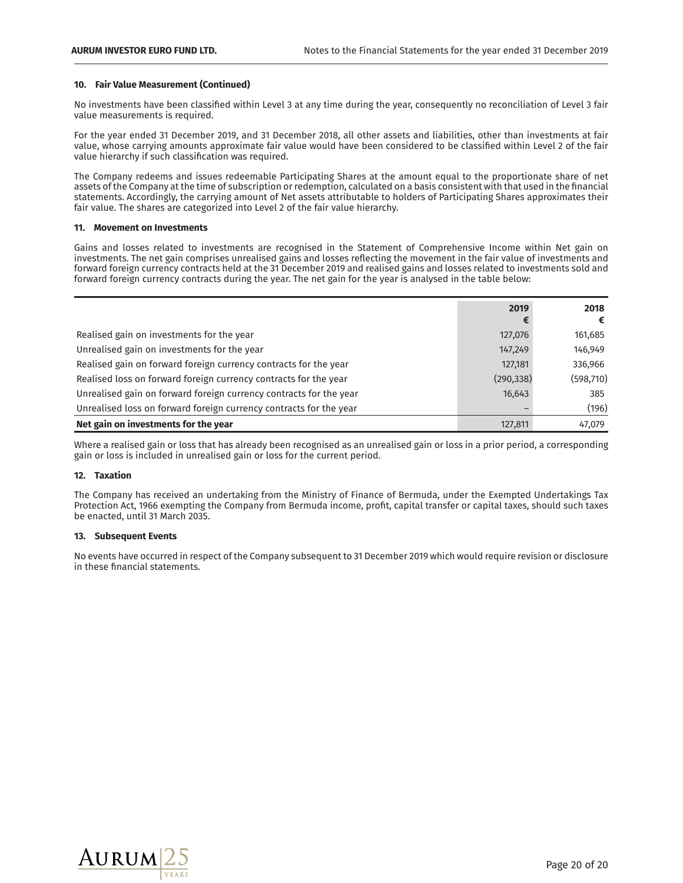### 10. Fair Value Measurement (Continued)

No investments have been classified within Level 3 at any time during the year, consequently no reconciliation of Level 3 fair value measurements is required.

For the year ended 31 December 2019, and 31 December 2018, all other assets and liabilities, other than investments at fair value, whose carrying amounts approximate fair value would have been considered to be classified within Level 2 of the fair value hierarchy if such classification was required.

The Company redeems and issues redeemable Participating Shares at the amount equal to the proportionate share of net assets of the Company at the time of subscription or redemption, calculated on a basis consistent with that used in the financial statements. Accordingly, the carrying amount of Net assets attributable to holders of Participating Shares approximates their fair value. The shares are categorized into Level 2 of the fair value hierarchy.

### 11. Movement on Investments

Gains and losses related to investments are recognised in the Statement of Comprehensive Income within Net gain on investments. The net gain comprises unrealised gains and losses reflecting the movement in the fair value of investments and forward foreign currency contracts held at the 31 December 2019 and realised gains and losses related to investments sold and forward foreign currency contracts during the year. The net gain for the year is analysed in the table below:

| | 2019<br>€ | 2018<br>€ |
|---|---|---|
| Realised gain on investments for the year | 127,076 | 161,685 |
| Unrealised gain on investments for the year | 147,249 | 146,949 |
| Realised gain on forward foreign currency contracts for the year | 127,181 | 336,966 |
| Realised loss on forward foreign currency contracts for the year | (290,338) | (598,710) |
| Unrealised gain on forward foreign currency contracts for the year | 16,643 | 385 |
| Unrealised loss on forward foreign currency contracts for the year | – | (196) |
| **Net gain on investments for the year** | 127,811 | 47,079 |

Where a realised gain or loss that has already been recognised as an unrealised gain or loss in a prior period, a corresponding gain or loss is included in unrealised gain or loss for the current period.

### 12. Taxation

The Company has received an undertaking from the Ministry of Finance of Bermuda, under the Exempted Undertakings Tax Protection Act, 1966 exempting the Company from Bermuda income, profit, capital transfer or capital taxes, should such taxes be enacted, until 31 March 2035.

### 13. Subsequent Events

No events have occurred in respect of the Company subsequent to 31 December 2019 which would require revision or disclosure in these financial statements.